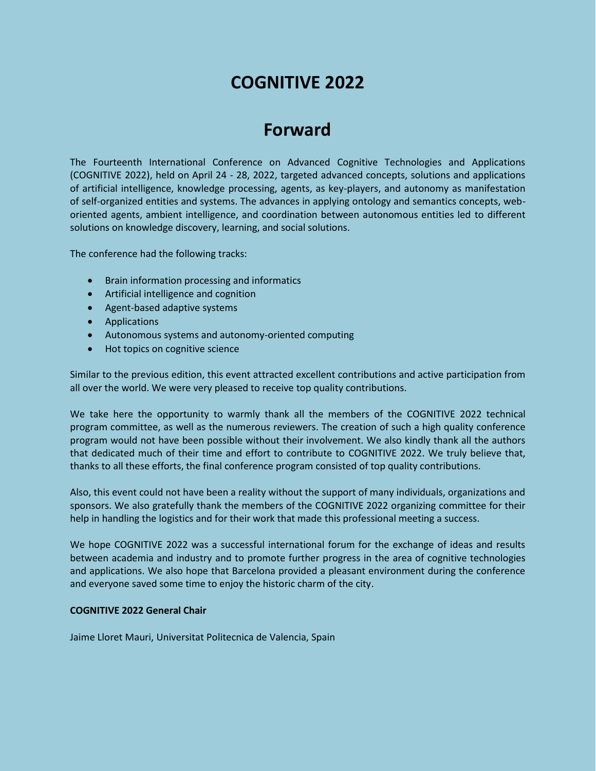# COGNITIVE 2022

## Forward

The Fourteenth International Conference on Advanced Cognitive Technologies and Applications (COGNITIVE 2022), held on April 24 - 28, 2022, targeted advanced concepts, solutions and applications of artificial intelligence, knowledge processing, agents, as key-players, and autonomy as manifestation of self-organized entities and systems. The advances in applying ontology and semantics concepts, web-oriented agents, ambient intelligence, and coordination between autonomous entities led to different solutions on knowledge discovery, learning, and social solutions.

The conference had the following tracks:

- Brain information processing and informatics
- Artificial intelligence and cognition
- Agent-based adaptive systems
- Applications
- Autonomous systems and autonomy-oriented computing
- Hot topics on cognitive science

Similar to the previous edition, this event attracted excellent contributions and active participation from all over the world. We were very pleased to receive top quality contributions.

We take here the opportunity to warmly thank all the members of the COGNITIVE 2022 technical program committee, as well as the numerous reviewers. The creation of such a high quality conference program would not have been possible without their involvement. We also kindly thank all the authors that dedicated much of their time and effort to contribute to COGNITIVE 2022. We truly believe that, thanks to all these efforts, the final conference program consisted of top quality contributions.

Also, this event could not have been a reality without the support of many individuals, organizations and sponsors. We also gratefully thank the members of the COGNITIVE 2022 organizing committee for their help in handling the logistics and for their work that made this professional meeting a success.

We hope COGNITIVE 2022 was a successful international forum for the exchange of ideas and results between academia and industry and to promote further progress in the area of cognitive technologies and applications. We also hope that Barcelona provided a pleasant environment during the conference and everyone saved some time to enjoy the historic charm of the city.

**COGNITIVE 2022 General Chair**

Jaime Lloret Mauri, Universitat Politecnica de Valencia, Spain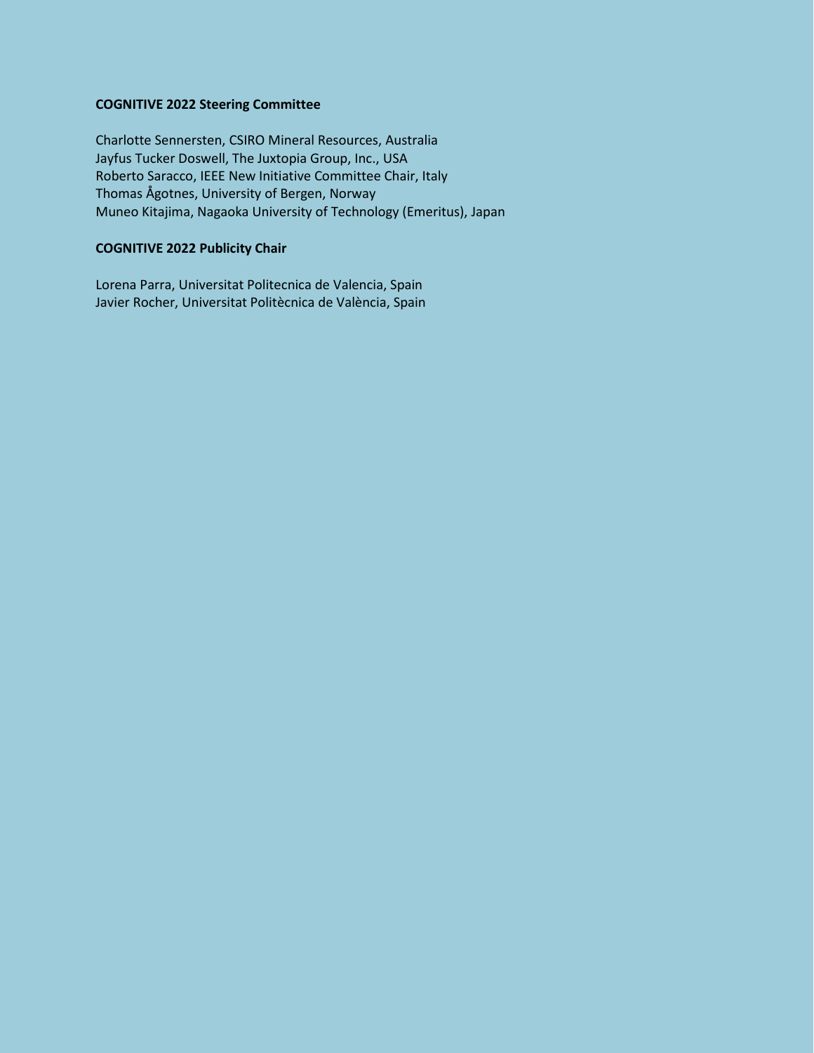**COGNITIVE 2022 Steering Committee**

Charlotte Sennersten, CSIRO Mineral Resources, Australia
Jayfus Tucker Doswell, The Juxtopia Group, Inc., USA
Roberto Saracco, IEEE New Initiative Committee Chair, Italy
Thomas Ågotnes, University of Bergen, Norway
Muneo Kitajima, Nagaoka University of Technology (Emeritus), Japan

**COGNITIVE 2022 Publicity Chair**

Lorena Parra, Universitat Politecnica de Valencia, Spain
Javier Rocher, Universitat Politècnica de València, Spain